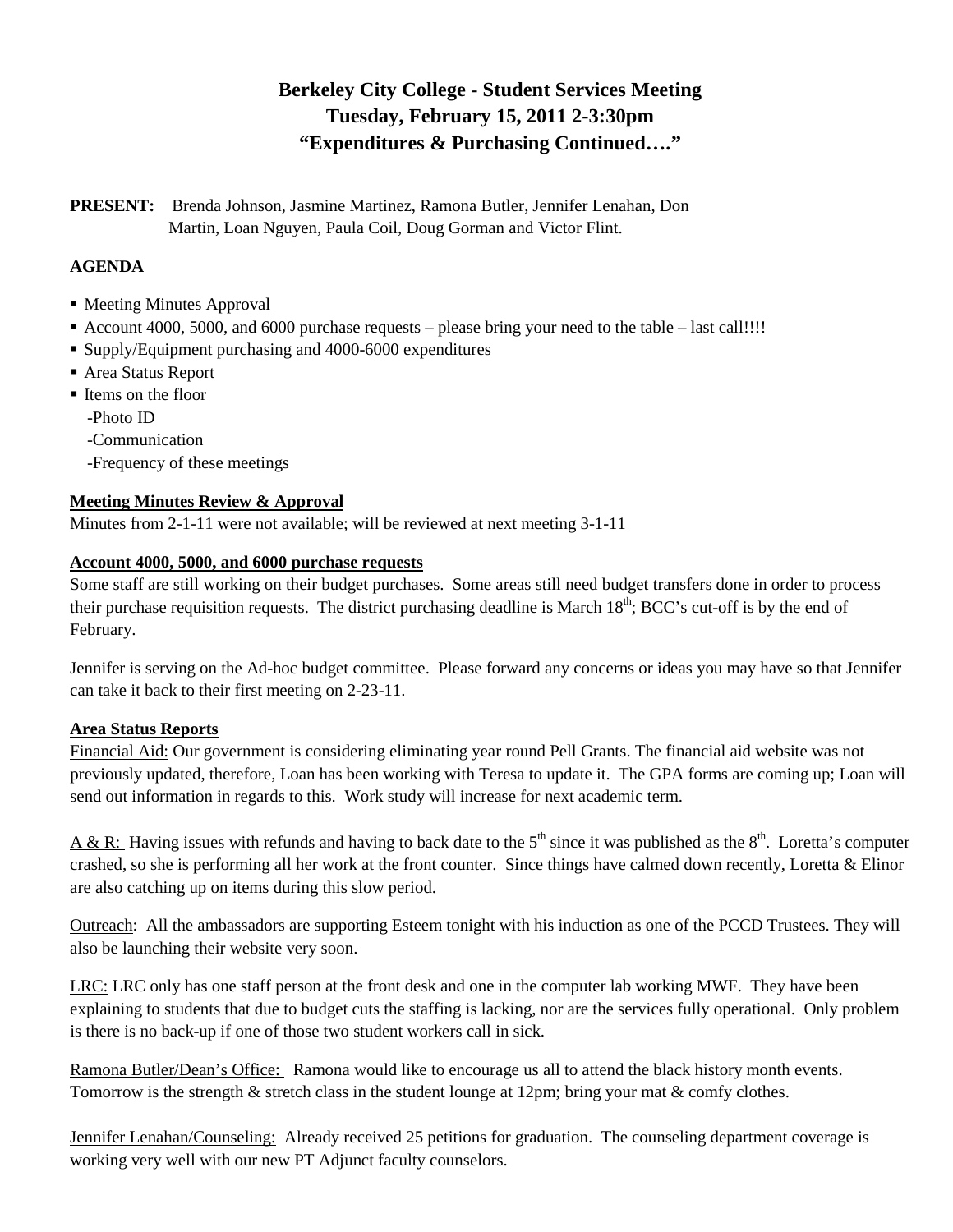# Berkeley City College - Student Services Meeting
# Tuesday, February 15, 2011 2-3:30pm
# "Expenditures & Purchasing Continued…."

**PRESENT:** Brenda Johnson, Jasmine Martinez, Ramona Butler, Jennifer Lenahan, Don Martin, Loan Nguyen, Paula Coil, Doug Gorman and Victor Flint.

**AGENDA**

- Meeting Minutes Approval
- Account 4000, 5000, and 6000 purchase requests – please bring your need to the table – last call!!!!
- Supply/Equipment purchasing and 4000-6000 expenditures
- Area Status Report
- Items on the floor
  - -Photo ID
  - -Communication
  - -Frequency of these meetings

**Meeting Minutes Review & Approval**

Minutes from 2-1-11 were not available; will be reviewed at next meeting 3-1-11

**Account 4000, 5000, and 6000 purchase requests**

Some staff are still working on their budget purchases. Some areas still need budget transfers done in order to process their purchase requisition requests. The district purchasing deadline is March 18th; BCC's cut-off is by the end of February.

Jennifer is serving on the Ad-hoc budget committee. Please forward any concerns or ideas you may have so that Jennifer can take it back to their first meeting on 2-23-11.

**Area Status Reports**

Financial Aid: Our government is considering eliminating year round Pell Grants. The financial aid website was not previously updated, therefore, Loan has been working with Teresa to update it. The GPA forms are coming up; Loan will send out information in regards to this. Work study will increase for next academic term.

A & R: Having issues with refunds and having to back date to the 5th since it was published as the 8th. Loretta's computer crashed, so she is performing all her work at the front counter. Since things have calmed down recently, Loretta & Elinor are also catching up on items during this slow period.

Outreach: All the ambassadors are supporting Esteem tonight with his induction as one of the PCCD Trustees. They will also be launching their website very soon.

LRC: LRC only has one staff person at the front desk and one in the computer lab working MWF. They have been explaining to students that due to budget cuts the staffing is lacking, nor are the services fully operational. Only problem is there is no back-up if one of those two student workers call in sick.

Ramona Butler/Dean's Office: Ramona would like to encourage us all to attend the black history month events. Tomorrow is the strength & stretch class in the student lounge at 12pm; bring your mat & comfy clothes.

Jennifer Lenahan/Counseling: Already received 25 petitions for graduation. The counseling department coverage is working very well with our new PT Adjunct faculty counselors.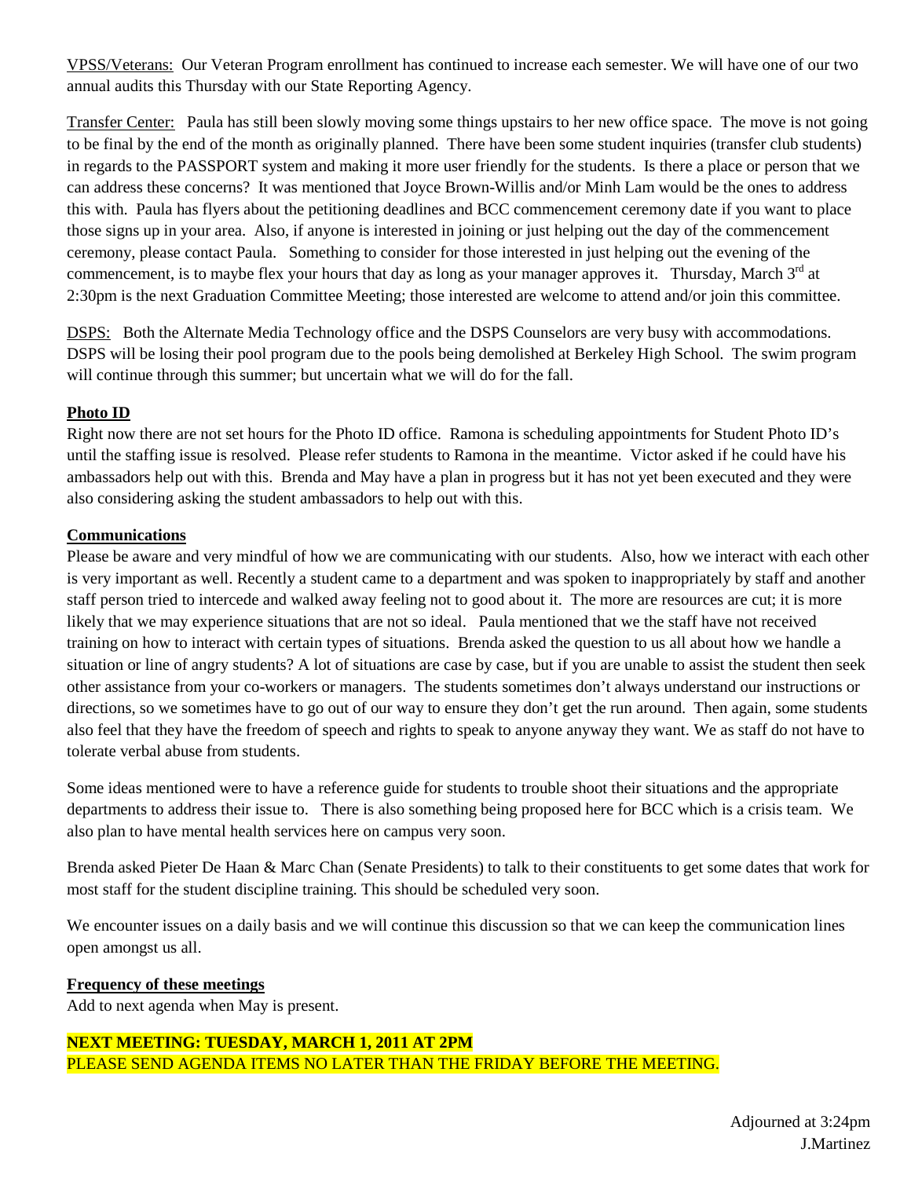VPSS/Veterans: Our Veteran Program enrollment has continued to increase each semester. We will have one of our two annual audits this Thursday with our State Reporting Agency.

Transfer Center: Paula has still been slowly moving some things upstairs to her new office space. The move is not going to be final by the end of the month as originally planned. There have been some student inquiries (transfer club students) in regards to the PASSPORT system and making it more user friendly for the students. Is there a place or person that we can address these concerns? It was mentioned that Joyce Brown-Willis and/or Minh Lam would be the ones to address this with. Paula has flyers about the petitioning deadlines and BCC commencement ceremony date if you want to place those signs up in your area. Also, if anyone is interested in joining or just helping out the day of the commencement ceremony, please contact Paula. Something to consider for those interested in just helping out the evening of the commencement, is to maybe flex your hours that day as long as your manager approves it. Thursday, March 3rd at 2:30pm is the next Graduation Committee Meeting; those interested are welcome to attend and/or join this committee.

DSPS: Both the Alternate Media Technology office and the DSPS Counselors are very busy with accommodations. DSPS will be losing their pool program due to the pools being demolished at Berkeley High School. The swim program will continue through this summer; but uncertain what we will do for the fall.

**Photo ID**

Right now there are not set hours for the Photo ID office. Ramona is scheduling appointments for Student Photo ID's until the staffing issue is resolved. Please refer students to Ramona in the meantime. Victor asked if he could have his ambassadors help out with this. Brenda and May have a plan in progress but it has not yet been executed and they were also considering asking the student ambassadors to help out with this.

**Communications**

Please be aware and very mindful of how we are communicating with our students. Also, how we interact with each other is very important as well. Recently a student came to a department and was spoken to inappropriately by staff and another staff person tried to intercede and walked away feeling not to good about it. The more are resources are cut; it is more likely that we may experience situations that are not so ideal. Paula mentioned that we the staff have not received training on how to interact with certain types of situations. Brenda asked the question to us all about how we handle a situation or line of angry students? A lot of situations are case by case, but if you are unable to assist the student then seek other assistance from your co-workers or managers. The students sometimes don't always understand our instructions or directions, so we sometimes have to go out of our way to ensure they don't get the run around. Then again, some students also feel that they have the freedom of speech and rights to speak to anyone anyway they want. We as staff do not have to tolerate verbal abuse from students.

Some ideas mentioned were to have a reference guide for students to trouble shoot their situations and the appropriate departments to address their issue to. There is also something being proposed here for BCC which is a crisis team. We also plan to have mental health services here on campus very soon.

Brenda asked Pieter De Haan & Marc Chan (Senate Presidents) to talk to their constituents to get some dates that work for most staff for the student discipline training. This should be scheduled very soon.

We encounter issues on a daily basis and we will continue this discussion so that we can keep the communication lines open amongst us all.

**Frequency of these meetings**

Add to next agenda when May is present.

**NEXT MEETING: TUESDAY, MARCH 1, 2011 AT 2PM**

PLEASE SEND AGENDA ITEMS NO LATER THAN THE FRIDAY BEFORE THE MEETING.

Adjourned at 3:24pm

J.Martinez